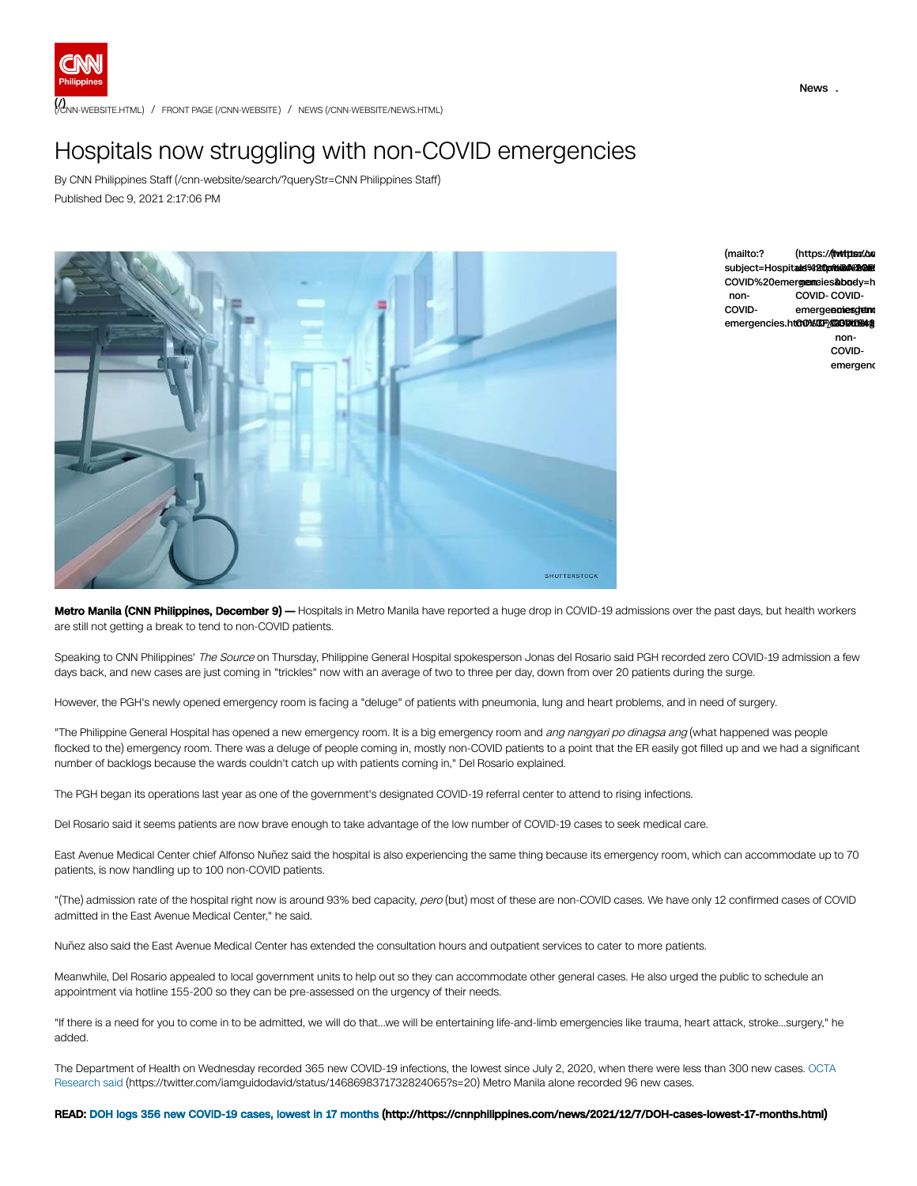(/) (/CNN-WEBSITE.HTML) / FRONT PAGE (/CNN-WEBSITE) / NEWS (/CNN-WEBSITE/NEWS.HTML)

# Hospitals now struggling with non-COVID emergencies

By CNN Philippines Staff (/cnn-website/search/?queryStr=CNN Philippines Staff)

Published Dec 9, 2021 2:17:06 PM

**Metro Manila (CNN Philippines, December 9) —** Hospitals in Metro Manila have reported a huge drop in COVID-19 admissions over the past days, but health workers are still not getting a break to tend to non-COVID patients.

Speaking to CNN Philippines' *The Source* on Thursday, Philippine General Hospital spokesperson Jonas del Rosario said PGH recorded zero COVID-19 admission a few days back, and new cases are just coming in "trickles" now with an average of two to three per day, down from over 20 patients during the surge.

However, the PGH's newly opened emergency room is facing a "deluge" of patients with pneumonia, lung and heart problems, and in need of surgery.

"The Philippine General Hospital has opened a new emergency room. It is a big emergency room and *ang nangyari po dinagsa ang* (what happened was people flocked to the) emergency room. There was a deluge of people coming in, mostly non-COVID patients to a point that the ER easily got filled up and we had a significant number of backlogs because the wards couldn't catch up with patients coming in," Del Rosario explained.

The PGH began its operations last year as one of the government's designated COVID-19 referral center to attend to rising infections.

Del Rosario said it seems patients are now brave enough to take advantage of the low number of COVID-19 cases to seek medical care.

East Avenue Medical Center chief Alfonso Nuñez said the hospital is also experiencing the same thing because its emergency room, which can accommodate up to 70 patients, is now handling up to 100 non-COVID patients.

"(The) admission rate of the hospital right now is around 93% bed capacity, *pero* (but) most of these are non-COVID cases. We have only 12 confirmed cases of COVID admitted in the East Avenue Medical Center," he said.

Nuñez also said the East Avenue Medical Center has extended the consultation hours and outpatient services to cater to more patients.

Meanwhile, Del Rosario appealed to local government units to help out so they can accommodate other general cases. He also urged the public to schedule an appointment via hotline 155-200 so they can be pre-assessed on the urgency of their needs.

"If there is a need for you to come in to be admitted, we will do that...we will be entertaining life-and-limb emergencies like trauma, heart attack, stroke...surgery," he added.

The Department of Health on Wednesday recorded 365 new COVID-19 infections, the lowest since July 2, 2020, when there were less than 300 new cases. OCTA Research said (https://twitter.com/iamguidodavid/status/1468698371732824065?s=20) Metro Manila alone recorded 96 new cases.

**READ: DOH logs 356 new COVID-19 cases, lowest in 17 months (http://https://cnnphilippines.com/news/2021/12/7/DOH-cases-lowest-17-months.html)**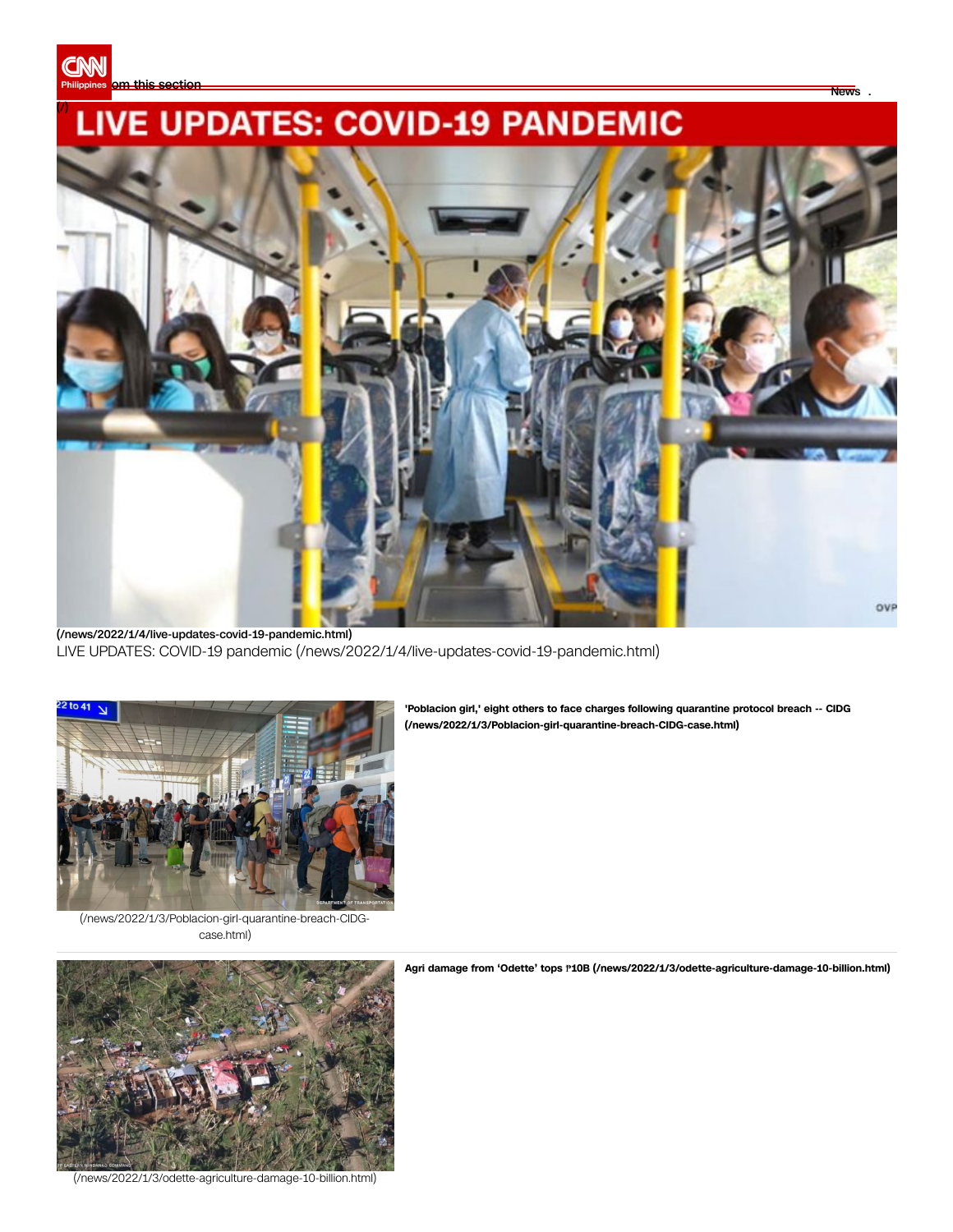om this section

(/)

News .

# LIVE UPDATES: COVID-19 PANDEMIC

**(/news/2022/1/4/live-updates-covid-19-pandemic.html)**

LIVE UPDATES: COVID-19 pandemic (/news/2022/1/4/live-updates-covid-19-pandemic.html)

(/news/2022/1/3/Poblacion-girl-quarantine-breach-CIDG-case.html)

**'Poblacion girl,' eight others to face charges following quarantine protocol breach -- CIDG (/news/2022/1/3/Poblacion-girl-quarantine-breach-CIDG-case.html)**

(/news/2022/1/3/odette-agriculture-damage-10-billion.html)

**Agri damage from 'Odette' tops ₱10B (/news/2022/1/3/odette-agriculture-damage-10-billion.html)**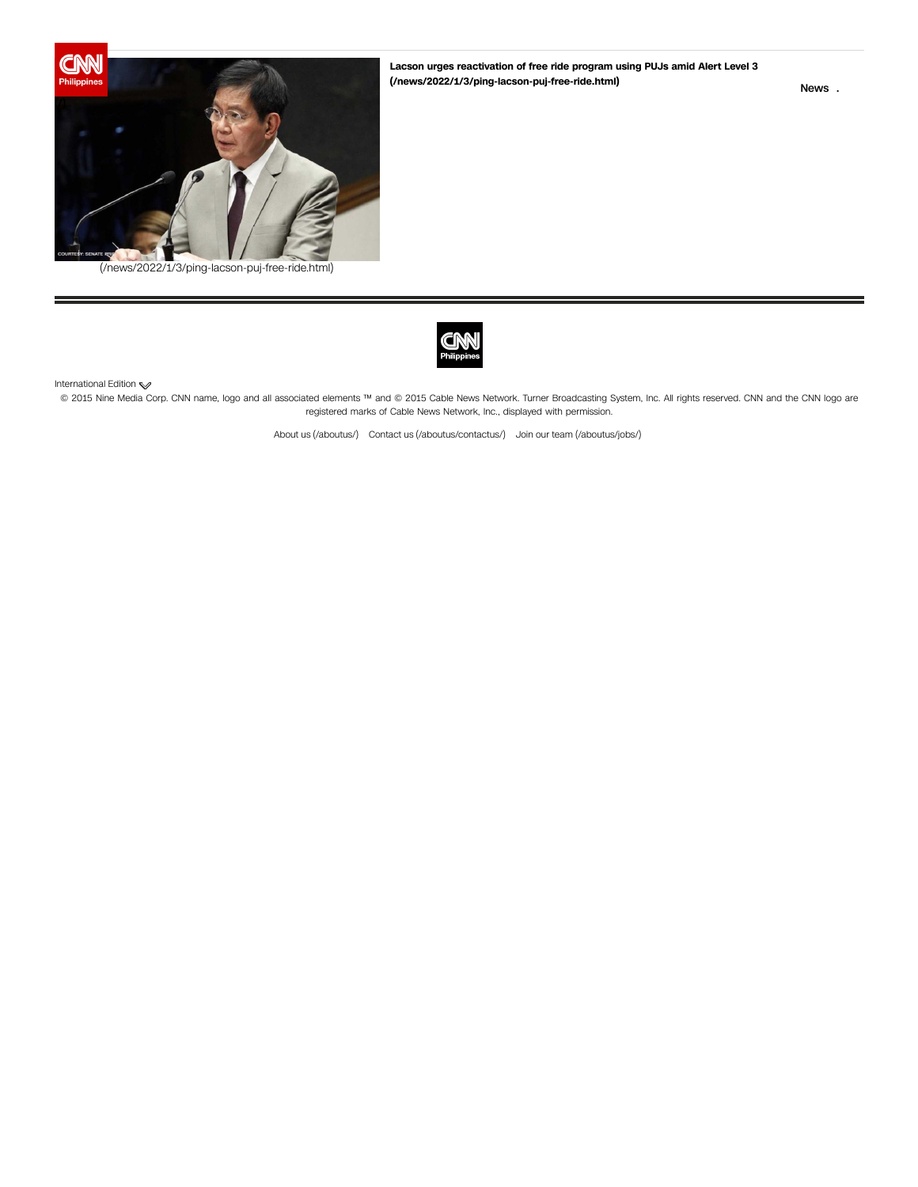(/news/2022/1/3/ping-lacson-puj-free-ride.html)

**Lacson urges reactivation of free ride program using PUJs amid Alert Level 3 (/news/2022/1/3/ping-lacson-puj-free-ride.html)**

**News** .

International Edition

© 2015 Nine Media Corp. CNN name, logo and all associated elements ™ and © 2015 Cable News Network. Turner Broadcasting System, Inc. All rights reserved. CNN and the CNN logo are registered marks of Cable News Network, Inc., displayed with permission.

About us (/aboutus/) Contact us (/aboutus/contactus/) Join our team (/aboutus/jobs/)